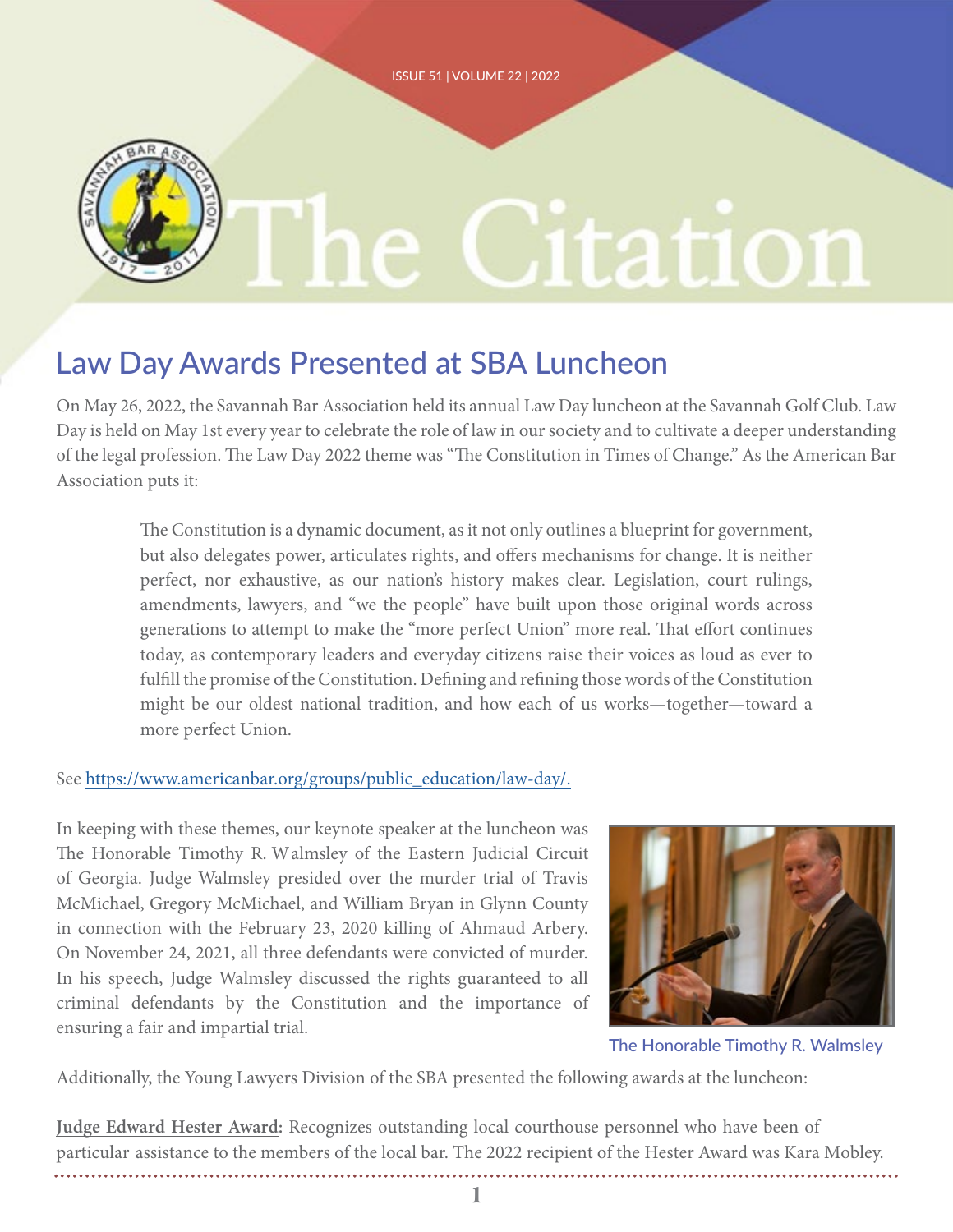# The Citation

## Law Day Awards Presented at SBA Luncheon

On May 26, 2022, the Savannah Bar Association held its annual Law Day luncheon at the Savannah Golf Club. Law Day is held on May 1st every year to celebrate the role of law in our society and to cultivate a deeper understanding of the legal profession. The Law Day 2022 theme was "The Constitution in Times of Change." As the American Bar Association puts it:

> The Constitution is a dynamic document, as it not only outlines a blueprint for government, but also delegates power, articulates rights, and offers mechanisms for change. It is neither perfect, nor exhaustive, as our nation's history makes clear. Legislation, court rulings, amendments, lawyers, and "we the people" have built upon those original words across generations to attempt to make the "more perfect Union" more real. That effort continues today, as contemporary leaders and everyday citizens raise their voices as loud as ever to fulfill the promise of the Constitution. Defining and refining those words of the Constitution might be our oldest national tradition, and how each of us works—together—toward a more perfect Union.

See https://www.americanbar.org/groups/public_education/law-day/.

In keeping with these themes, our keynote speaker at the luncheon was The Honorable Timothy R. Walmsley of the Eastern Judicial Circuit of Georgia. Judge Walmsley presided over the murder trial of Travis McMichael, Gregory McMichael, and William Bryan in Glynn County in connection with the February 23, 2020 killing of Ahmaud Arbery. On November 24, 2021, all three defendants were convicted of murder. In his speech, Judge Walmsley discussed the rights guaranteed to all criminal defendants by the Constitution and the importance of ensuring a fair and impartial trial.

The Honorable Timothy R. Walmsley

Additionally, the Young Lawyers Division of the SBA presented the following awards at the luncheon:

**Judge Edward Hester Award:** Recognizes outstanding local courthouse personnel who have been of particular assistance to the members of the local bar. The 2022 recipient of the Hester Award was Kara Mobley.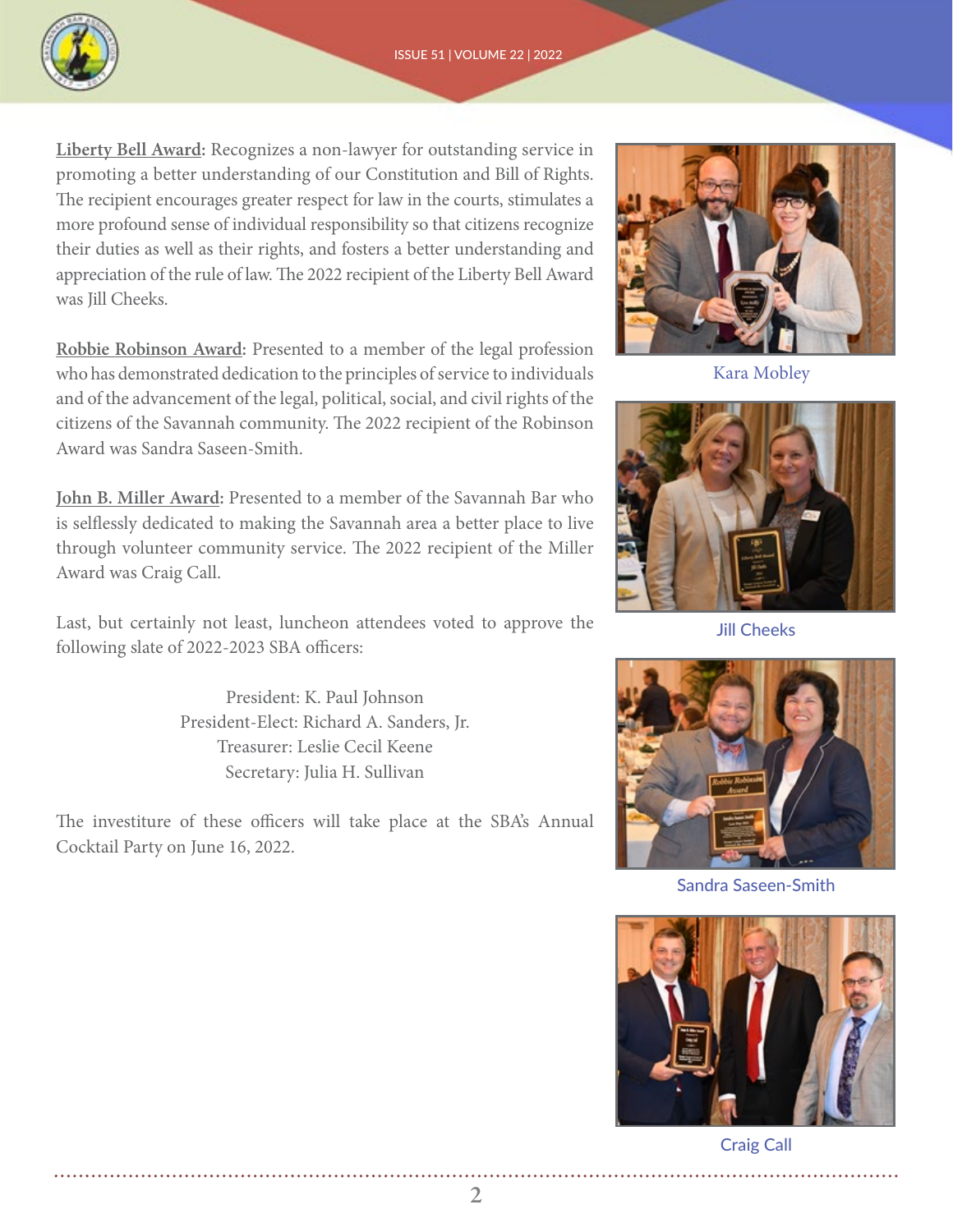**Liberty Bell Award:** Recognizes a non-lawyer for outstanding service in promoting a better understanding of our Constitution and Bill of Rights. The recipient encourages greater respect for law in the courts, stimulates a more profound sense of individual responsibility so that citizens recognize their duties as well as their rights, and fosters a better understanding and appreciation of the rule of law. The 2022 recipient of the Liberty Bell Award was Jill Cheeks.

**Robbie Robinson Award:** Presented to a member of the legal profession who has demonstrated dedication to the principles of service to individuals and of the advancement of the legal, political, social, and civil rights of the citizens of the Savannah community. The 2022 recipient of the Robinson Award was Sandra Saseen-Smith.

**John B. Miller Award:** Presented to a member of the Savannah Bar who is selflessly dedicated to making the Savannah area a better place to live through volunteer community service. The 2022 recipient of the Miller Award was Craig Call.

Last, but certainly not least, luncheon attendees voted to approve the following slate of 2022-2023 SBA officers:

President: K. Paul Johnson
President-Elect: Richard A. Sanders, Jr.
Treasurer: Leslie Cecil Keene
Secretary: Julia H. Sullivan

The investiture of these officers will take place at the SBA's Annual Cocktail Party on June 16, 2022.

Kara Mobley

Jill Cheeks

Sandra Saseen-Smith

Craig Call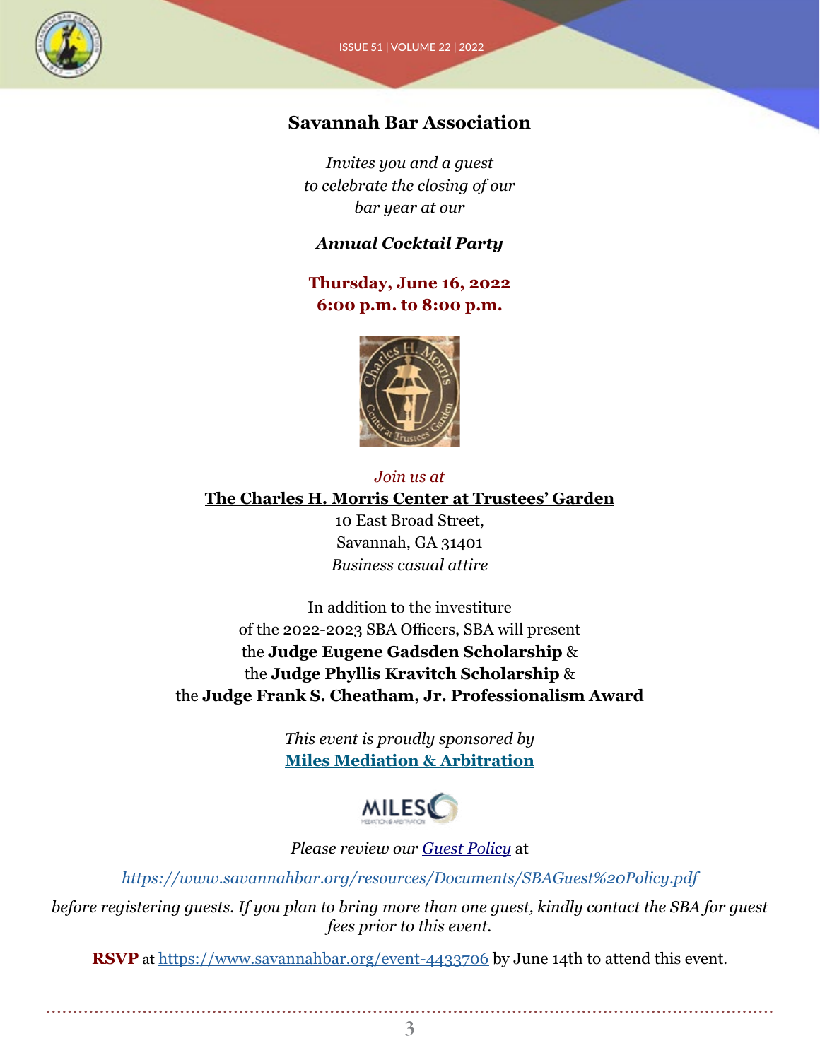## Savannah Bar Association

*Invites you and a guest*
*to celebrate the closing of our*
*bar year at our*

***Annual Cocktail Party***

**Thursday, June 16, 2022**
**6:00 p.m. to 8:00 p.m.**

*Join us at*

**The Charles H. Morris Center at Trustees' Garden**
10 East Broad Street,
Savannah, GA 31401
*Business casual attire*

In addition to the investiture
of the 2022-2023 SBA Officers, SBA will present
the **Judge Eugene Gadsden Scholarship** &
the **Judge Phyllis Kravitch Scholarship** &
the **Judge Frank S. Cheatham, Jr. Professionalism Award**

*This event is proudly sponsored by*
**Miles Mediation & Arbitration**

*Please review our Guest Policy at*

*https://www.savannahbar.org/resources/Documents/SBAGuest%20Policy.pdf*

*before registering guests. If you plan to bring more than one guest, kindly contact the SBA for guest fees prior to this event.*

**RSVP** at https://www.savannahbar.org/event-4433706 by June 14th to attend this event.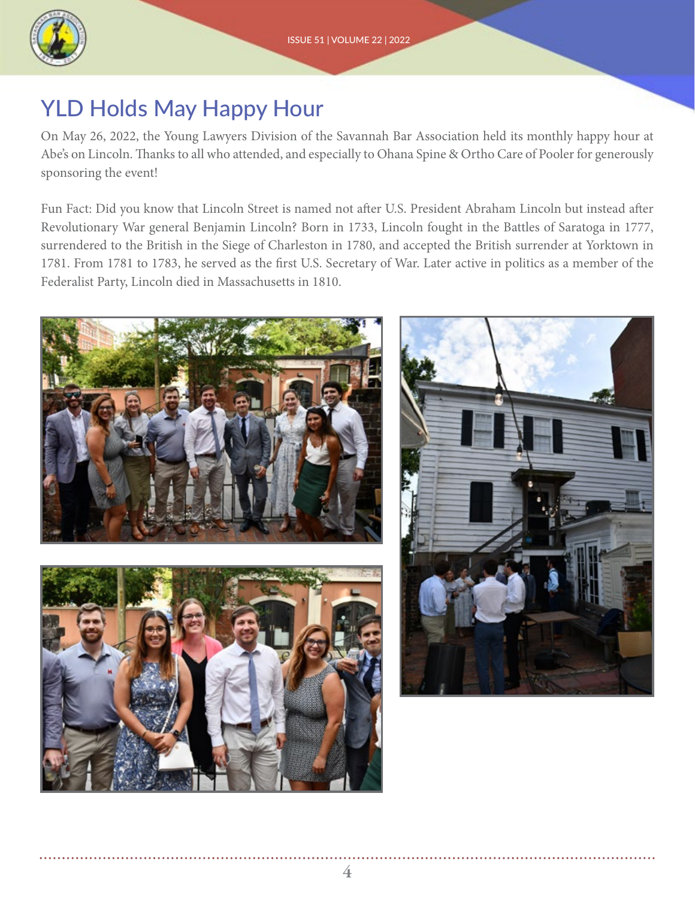# YLD Holds May Happy Hour

On May 26, 2022, the Young Lawyers Division of the Savannah Bar Association held its monthly happy hour at Abe's on Lincoln. Thanks to all who attended, and especially to Ohana Spine & Ortho Care of Pooler for generously sponsoring the event!

Fun Fact: Did you know that Lincoln Street is named not after U.S. President Abraham Lincoln but instead after Revolutionary War general Benjamin Lincoln? Born in 1733, Lincoln fought in the Battles of Saratoga in 1777, surrendered to the British in the Siege of Charleston in 1780, and accepted the British surrender at Yorktown in 1781. From 1781 to 1783, he served as the first U.S. Secretary of War. Later active in politics as a member of the Federalist Party, Lincoln died in Massachusetts in 1810.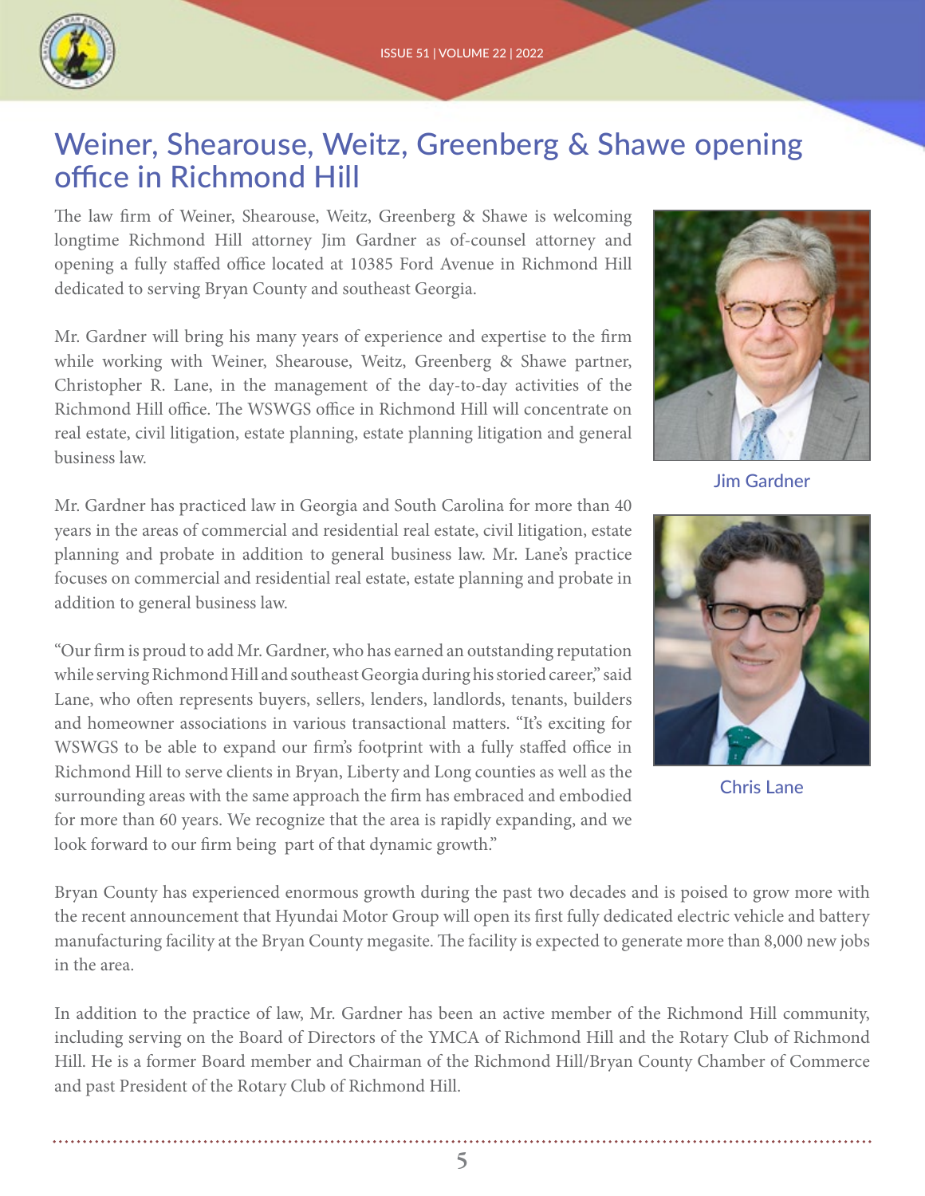# Weiner, Shearouse, Weitz, Greenberg & Shawe opening office in Richmond Hill

The law firm of Weiner, Shearouse, Weitz, Greenberg & Shawe is welcoming longtime Richmond Hill attorney Jim Gardner as of-counsel attorney and opening a fully staffed office located at 10385 Ford Avenue in Richmond Hill dedicated to serving Bryan County and southeast Georgia.

Mr. Gardner will bring his many years of experience and expertise to the firm while working with Weiner, Shearouse, Weitz, Greenberg & Shawe partner, Christopher R. Lane, in the management of the day-to-day activities of the Richmond Hill office. The WSWGS office in Richmond Hill will concentrate on real estate, civil litigation, estate planning, estate planning litigation and general business law.

Jim Gardner

Mr. Gardner has practiced law in Georgia and South Carolina for more than 40 years in the areas of commercial and residential real estate, civil litigation, estate planning and probate in addition to general business law. Mr. Lane's practice focuses on commercial and residential real estate, estate planning and probate in addition to general business law.

"Our firm is proud to add Mr. Gardner, who has earned an outstanding reputation while serving Richmond Hill and southeast Georgia during his storied career," said Lane, who often represents buyers, sellers, lenders, landlords, tenants, builders and homeowner associations in various transactional matters. "It's exciting for WSWGS to be able to expand our firm's footprint with a fully staffed office in Richmond Hill to serve clients in Bryan, Liberty and Long counties as well as the surrounding areas with the same approach the firm has embraced and embodied for more than 60 years. We recognize that the area is rapidly expanding, and we look forward to our firm being part of that dynamic growth."

Chris Lane

Bryan County has experienced enormous growth during the past two decades and is poised to grow more with the recent announcement that Hyundai Motor Group will open its first fully dedicated electric vehicle and battery manufacturing facility at the Bryan County megasite. The facility is expected to generate more than 8,000 new jobs in the area.

In addition to the practice of law, Mr. Gardner has been an active member of the Richmond Hill community, including serving on the Board of Directors of the YMCA of Richmond Hill and the Rotary Club of Richmond Hill. He is a former Board member and Chairman of the Richmond Hill/Bryan County Chamber of Commerce and past President of the Rotary Club of Richmond Hill.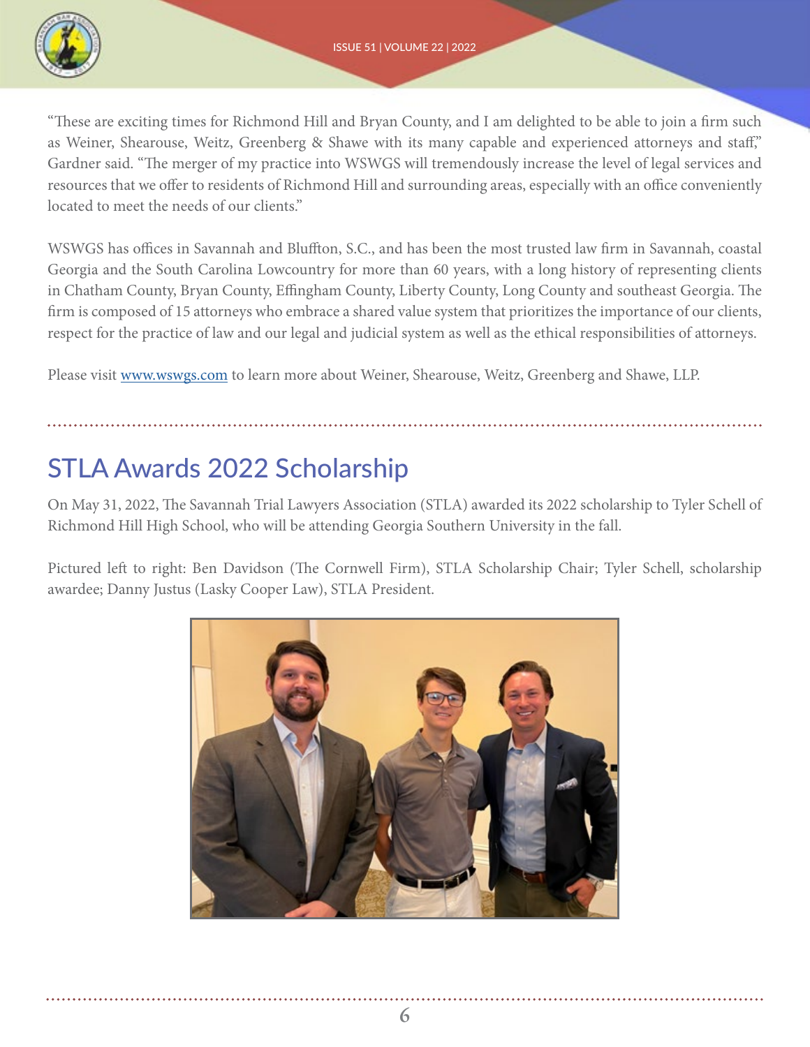"These are exciting times for Richmond Hill and Bryan County, and I am delighted to be able to join a firm such as Weiner, Shearouse, Weitz, Greenberg & Shawe with its many capable and experienced attorneys and staff," Gardner said. "The merger of my practice into WSWGS will tremendously increase the level of legal services and resources that we offer to residents of Richmond Hill and surrounding areas, especially with an office conveniently located to meet the needs of our clients."

WSWGS has offices in Savannah and Bluffton, S.C., and has been the most trusted law firm in Savannah, coastal Georgia and the South Carolina Lowcountry for more than 60 years, with a long history of representing clients in Chatham County, Bryan County, Effingham County, Liberty County, Long County and southeast Georgia. The firm is composed of 15 attorneys who embrace a shared value system that prioritizes the importance of our clients, respect for the practice of law and our legal and judicial system as well as the ethical responsibilities of attorneys.

Please visit [www.wswgs.com](http://www.wswgs.com) to learn more about Weiner, Shearouse, Weitz, Greenberg and Shawe, LLP.

## STLA Awards 2022 Scholarship

On May 31, 2022, The Savannah Trial Lawyers Association (STLA) awarded its 2022 scholarship to Tyler Schell of Richmond Hill High School, who will be attending Georgia Southern University in the fall.

Pictured left to right: Ben Davidson (The Cornwell Firm), STLA Scholarship Chair; Tyler Schell, scholarship awardee; Danny Justus (Lasky Cooper Law), STLA President.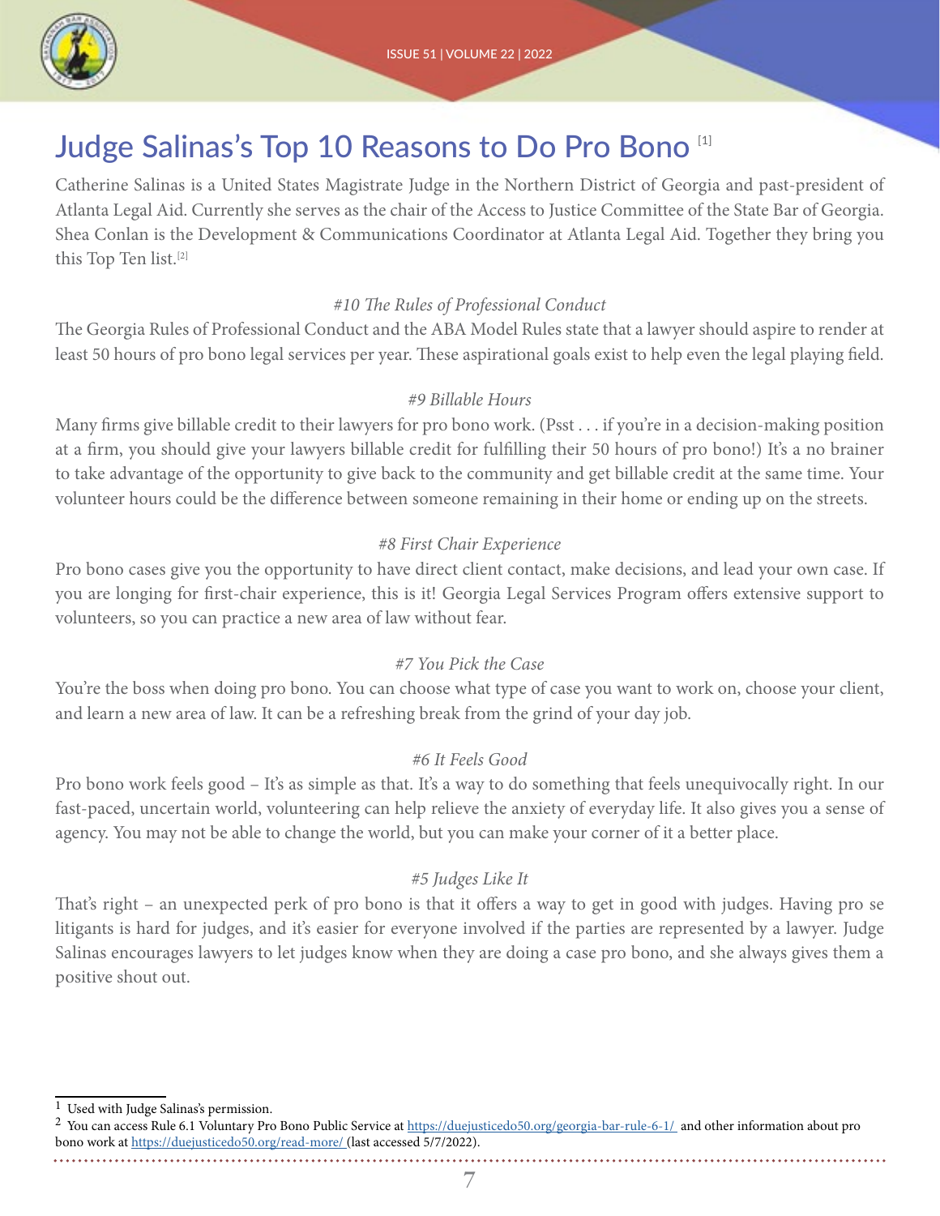# Judge Salinas's Top 10 Reasons to Do Pro Bono [1]

Catherine Salinas is a United States Magistrate Judge in the Northern District of Georgia and past-president of Atlanta Legal Aid. Currently she serves as the chair of the Access to Justice Committee of the State Bar of Georgia. Shea Conlan is the Development & Communications Coordinator at Atlanta Legal Aid. Together they bring you this Top Ten list.[2]

### *#10 The Rules of Professional Conduct*

The Georgia Rules of Professional Conduct and the ABA Model Rules state that a lawyer should aspire to render at least 50 hours of pro bono legal services per year. These aspirational goals exist to help even the legal playing field.

### *#9 Billable Hours*

Many firms give billable credit to their lawyers for pro bono work. (Psst . . . if you're in a decision-making position at a firm, you should give your lawyers billable credit for fulfilling their 50 hours of pro bono!) It's a no brainer to take advantage of the opportunity to give back to the community and get billable credit at the same time. Your volunteer hours could be the difference between someone remaining in their home or ending up on the streets.

### *#8 First Chair Experience*

Pro bono cases give you the opportunity to have direct client contact, make decisions, and lead your own case. If you are longing for first-chair experience, this is it! Georgia Legal Services Program offers extensive support to volunteers, so you can practice a new area of law without fear.

### *#7 You Pick the Case*

You're the boss when doing pro bono. You can choose what type of case you want to work on, choose your client, and learn a new area of law. It can be a refreshing break from the grind of your day job.

### *#6 It Feels Good*

Pro bono work feels good – It's as simple as that. It's a way to do something that feels unequivocally right. In our fast-paced, uncertain world, volunteering can help relieve the anxiety of everyday life. It also gives you a sense of agency. You may not be able to change the world, but you can make your corner of it a better place.

### *#5 Judges Like It*

That's right – an unexpected perk of pro bono is that it offers a way to get in good with judges. Having pro se litigants is hard for judges, and it's easier for everyone involved if the parties are represented by a lawyer. Judge Salinas encourages lawyers to let judges know when they are doing a case pro bono, and she always gives them a positive shout out.

---

[1] Used with Judge Salinas's permission.

[2] You can access Rule 6.1 Voluntary Pro Bono Public Service at https://duejusticedo50.org/georgia-bar-rule-6-1/ and other information about pro bono work at https://duejusticedo50.org/read-more/ (last accessed 5/7/2022).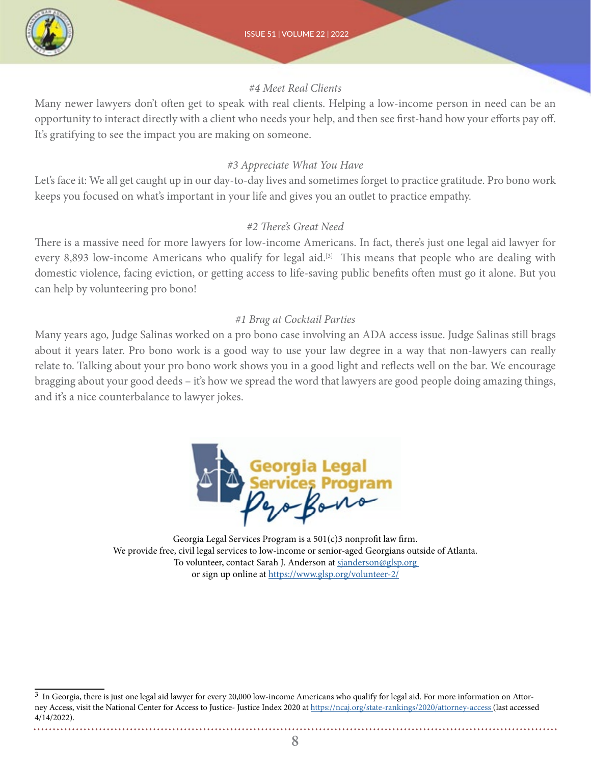*#4 Meet Real Clients*

Many newer lawyers don't often get to speak with real clients. Helping a low-income person in need can be an opportunity to interact directly with a client who needs your help, and then see first-hand how your efforts pay off. It's gratifying to see the impact you are making on someone.

*#3 Appreciate What You Have*

Let's face it: We all get caught up in our day-to-day lives and sometimes forget to practice gratitude. Pro bono work keeps you focused on what's important in your life and gives you an outlet to practice empathy.

*#2 There's Great Need*

There is a massive need for more lawyers for low-income Americans. In fact, there's just one legal aid lawyer for every 8,893 low-income Americans who qualify for legal aid.[3] This means that people who are dealing with domestic violence, facing eviction, or getting access to life-saving public benefits often must go it alone. But you can help by volunteering pro bono!

*#1 Brag at Cocktail Parties*

Many years ago, Judge Salinas worked on a pro bono case involving an ADA access issue. Judge Salinas still brags about it years later. Pro bono work is a good way to use your law degree in a way that non-lawyers can really relate to. Talking about your pro bono work shows you in a good light and reflects well on the bar. We encourage bragging about your good deeds – it's how we spread the word that lawyers are good people doing amazing things, and it's a nice counterbalance to lawyer jokes.

Georgia Legal Services Program Pro Bono

Georgia Legal Services Program is a 501(c)3 nonprofit law firm.
We provide free, civil legal services to low-income or senior-aged Georgians outside of Atlanta.
To volunteer, contact Sarah J. Anderson at sjanderson@glsp.org
or sign up online at https://www.glsp.org/volunteer-2/

---

[3] In Georgia, there is just one legal aid lawyer for every 20,000 low-income Americans who qualify for legal aid. For more information on Attorney Access, visit the National Center for Access to Justice- Justice Index 2020 at https://ncaj.org/state-rankings/2020/attorney-access (last accessed 4/14/2022).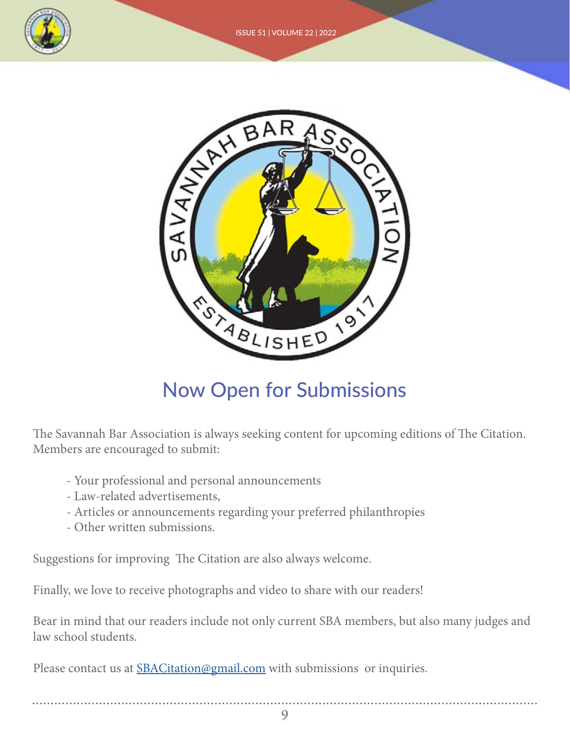## Now Open for Submissions

The Savannah Bar Association is always seeking content for upcoming editions of The Citation. Members are encouraged to submit:

- Your professional and personal announcements
- Law-related advertisements,
- Articles or announcements regarding your preferred philanthropies
- Other written submissions.

Suggestions for improving The Citation are also always welcome.

Finally, we love to receive photographs and video to share with our readers!

Bear in mind that our readers include not only current SBA members, but also many judges and law school students.

Please contact us at SBACitation@gmail.com with submissions or inquiries.